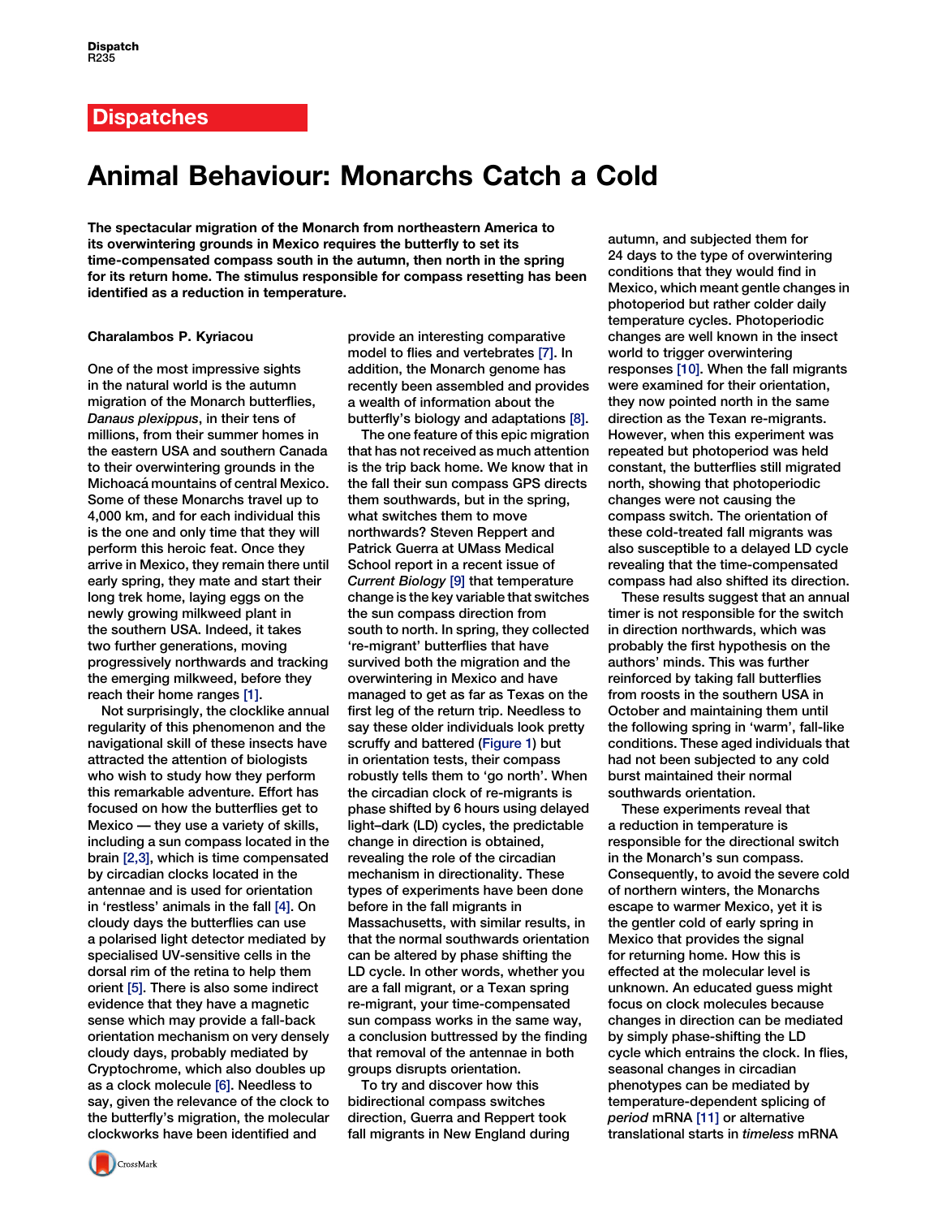Dispatches

# Animal Behaviour: Monarchs Catch a Cold

**The spectacular migration of the Monarch from northeastern America to its overwintering grounds in Mexico requires the butterfly to set its time-compensated compass south in the autumn, then north in the spring for its return home. The stimulus responsible for compass resetting has been identified as a reduction in temperature.**

**Charalambos P. Kyriacou**

One of the most impressive sights in the natural world is the autumn migration of the Monarch butterflies, *Danaus plexippus*, in their tens of millions, from their summer homes in the eastern USA and southern Canada to their overwintering grounds in the Michoacá mountains of central Mexico. Some of these Monarchs travel up to 4,000 km, and for each individual this is the one and only time that they will perform this heroic feat. Once they arrive in Mexico, they remain there until early spring, they mate and start their long trek home, laying eggs on the newly growing milkweed plant in the southern USA. Indeed, it takes two further generations, moving progressively northwards and tracking the emerging milkweed, before they reach their home ranges [1].

Not surprisingly, the clocklike annual regularity of this phenomenon and the navigational skill of these insects have attracted the attention of biologists who wish to study how they perform this remarkable adventure. Effort has focused on how the butterflies get to Mexico — they use a variety of skills, including a sun compass located in the brain [2,3], which is time compensated by circadian clocks located in the antennae and is used for orientation in 'restless' animals in the fall [4]. On cloudy days the butterflies can use a polarised light detector mediated by specialised UV-sensitive cells in the dorsal rim of the retina to help them orient [5]. There is also some indirect evidence that they have a magnetic sense which may provide a fall-back orientation mechanism on very densely cloudy days, probably mediated by Cryptochrome, which also doubles up as a clock molecule [6]. Needless to say, given the relevance of the clock to the butterfly's migration, the molecular clockworks have been identified and provide an interesting comparative model to flies and vertebrates [7]. In addition, the Monarch genome has recently been assembled and provides a wealth of information about the butterfly's biology and adaptations [8].

The one feature of this epic migration that has not received as much attention is the trip back home. We know that in the fall their sun compass GPS directs them southwards, but in the spring, what switches them to move northwards? Steven Reppert and Patrick Guerra at UMass Medical School report in a recent issue of *Current Biology* [9] that temperature change is the key variable that switches the sun compass direction from south to north. In spring, they collected 're-migrant' butterflies that have survived both the migration and the overwintering in Mexico and have managed to get as far as Texas on the first leg of the return trip. Needless to say these older individuals look pretty scruffy and battered (Figure 1) but in orientation tests, their compass robustly tells them to 'go north'. When the circadian clock of re-migrants is phase shifted by 6 hours using delayed light–dark (LD) cycles, the predictable change in direction is obtained, revealing the role of the circadian mechanism in directionality. These types of experiments have been done before in the fall migrants in Massachusetts, with similar results, in that the normal southwards orientation can be altered by phase shifting the LD cycle. In other words, whether you are a fall migrant, or a Texan spring re-migrant, your time-compensated sun compass works in the same way, a conclusion buttressed by the finding that removal of the antennae in both groups disrupts orientation.

To try and discover how this bidirectional compass switches direction, Guerra and Reppert took fall migrants in New England during autumn, and subjected them for 24 days to the type of overwintering conditions that they would find in Mexico, which meant gentle changes in photoperiod but rather colder daily temperature cycles. Photoperiodic changes are well known in the insect world to trigger overwintering responses [10]. When the fall migrants were examined for their orientation, they now pointed north in the same direction as the Texan re-migrants. However, when this experiment was repeated but photoperiod was held constant, the butterflies still migrated north, showing that photoperiodic changes were not causing the compass switch. The orientation of these cold-treated fall migrants was also susceptible to a delayed LD cycle revealing that the time-compensated compass had also shifted its direction.

These results suggest that an annual timer is not responsible for the switch in direction northwards, which was probably the first hypothesis on the authors' minds. This was further reinforced by taking fall butterflies from roosts in the southern USA in October and maintaining them until the following spring in 'warm', fall-like conditions. These aged individuals that had not been subjected to any cold burst maintained their normal southwards orientation.

These experiments reveal that a reduction in temperature is responsible for the directional switch in the Monarch's sun compass. Consequently, to avoid the severe cold of northern winters, the Monarchs escape to warmer Mexico, yet it is the gentler cold of early spring in Mexico that provides the signal for returning home. How this is effected at the molecular level is unknown. An educated guess might focus on clock molecules because changes in direction can be mediated by simply phase-shifting the LD cycle which entrains the clock. In flies, seasonal changes in circadian phenotypes can be mediated by temperature-dependent splicing of *period* mRNA [11] or alternative translational starts in *timeless* mRNA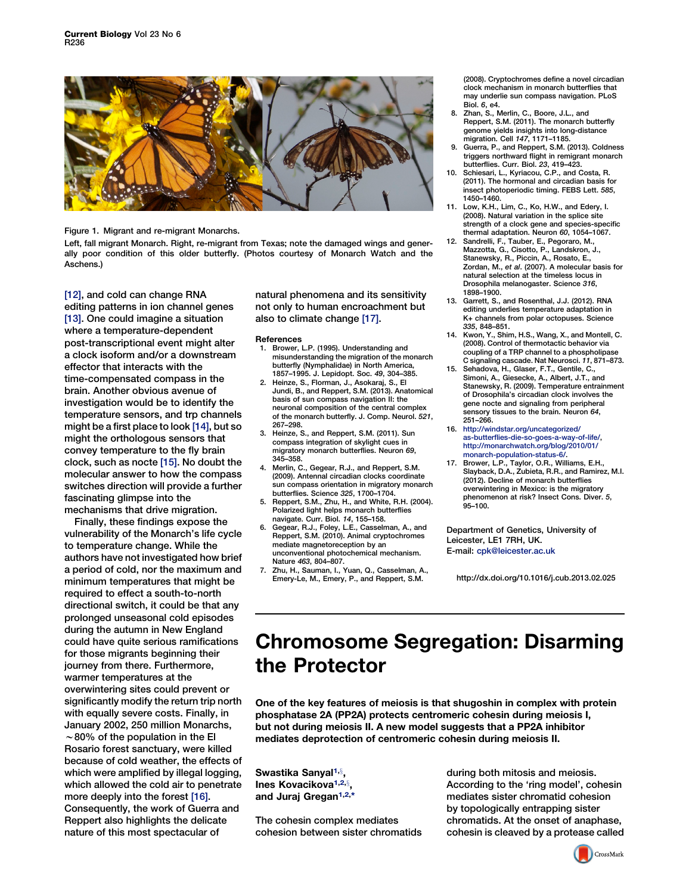Figure 1. Migrant and re-migrant Monarchs.

Left, fall migrant Monarch. Right, re-migrant from Texas; note the damaged wings and generally poor condition of this older butterfly. (Photos courtesy of Monarch Watch and the Aschens.)

[12], and cold can change RNA editing patterns in ion channel genes [13]. One could imagine a situation where a temperature-dependent post-transcriptional event might alter a clock isoform and/or a downstream effector that interacts with the time-compensated compass in the brain. Another obvious avenue of investigation would be to identify the temperature sensors, and trp channels might be a first place to look [14], but so might the orthologous sensors that convey temperature to the fly brain clock, such as nocte [15]. No doubt the molecular answer to how the compass switches direction will provide a further fascinating glimpse into the mechanisms that drive migration.

Finally, these findings expose the vulnerability of the Monarch's life cycle to temperature change. While the authors have not investigated how brief a period of cold, nor the maximum and minimum temperatures that might be required to effect a south-to-north directional switch, it could be that any prolonged unseasonal cold episodes during the autumn in New England could have quite serious ramifications for those migrants beginning their journey from there. Furthermore, warmer temperatures at the overwintering sites could prevent or significantly modify the return trip north with equally severe costs. Finally, in January 2002, 250 million Monarchs, ~80% of the population in the El Rosario forest sanctuary, were killed because of cold weather, the effects of which were amplified by illegal logging, which allowed the cold air to penetrate more deeply into the forest [16]. Consequently, the work of Guerra and Reppert also highlights the delicate nature of this most spectacular of natural phenomena and its sensitivity not only to human encroachment but also to climate change [17].

## References

1. Brower, L.P. (1995). Understanding and misunderstanding the migration of the monarch butterfly (Nymphalidae) in North America, 1857–1995. J. Lepidopt. Soc. *49*, 304–385.
2. Heinze, S., Florman, J., Asokaraj, S., El Jundi, B., and Reppert, S.M. (2013). Anatomical basis of sun compass navigation II: the neuronal composition of the central complex of the monarch butterfly. J. Comp. Neurol. *521*, 267–298.
3. Heinze, S., and Reppert, S.M. (2011). Sun compass integration of skylight cues in migratory monarch butterflies. Neuron *69*, 345–358.
4. Merlin, C., Gegear, R.J., and Reppert, S.M. (2009). Antennal circadian clocks coordinate sun compass orientation in migratory monarch butterflies. Science *325*, 1700–1704.
5. Reppert, S.M., Zhu, H., and White, R.H. (2004). Polarized light helps monarch butterflies navigate. Curr. Biol. *14*, 155–158.
6. Gegear, R.J., Foley, L.E., Casselman, A., and Reppert, S.M. (2010). Animal cryptochromes mediate magnetoreception by an unconventional photochemical mechanism. Nature *463*, 804–807.
7. Zhu, H., Sauman, I., Yuan, Q., Casselman, A., Emery-Le, M., Emery, P., and Reppert, S.M. (2008). Cryptochromes define a novel circadian clock mechanism in monarch butterflies that may underlie sun compass navigation. PLoS Biol. *6*, e4.
8. Zhan, S., Merlin, C., Boore, J.L., and Reppert, S.M. (2011). The monarch butterfly genome yields insights into long-distance migration. Cell *147*, 1171–1185.
9. Guerra, P., and Reppert, S.M. (2013). Coldness triggers northward flight in remigrant monarch butterflies. Curr. Biol. *23*, 419–423.
10. Schiesari, L., Kyriacou, C.P., and Costa, R. (2011). The hormonal and circadian basis for insect photoperiodic timing. FEBS Lett. *585*, 1450–1460.
11. Low, K.H., Lim, C., Ko, H.W., and Edery, I. (2008). Natural variation in the splice site strength of a clock gene and species-specific thermal adaptation. Neuron *60*, 1054–1067.
12. Sandrelli, F., Tauber, E., Pegoraro, M., Mazzotta, G., Cisotto, P., Landskron, J., Stanewsky, R., Piccin, A., Rosato, E., Zordan, M., *et al.* (2007). A molecular basis for natural selection at the timeless locus in Drosophila melanogaster. Science *316*, 1898–1900.
13. Garrett, S., and Rosenthal, J.J. (2012). RNA editing underlies temperature adaptation in K+ channels from polar octopuses. Science *335*, 848–851.
14. Kwon, Y., Shim, H.S., Wang, X., and Montell, C. (2008). Control of thermotactic behavior via coupling of a TRP channel to a phospholipase C signaling cascade. Nat Neurosci. *11*, 871–873.
15. Sehadova, H., Glaser, F.T., Gentile, C., Simoni, A., Giesecke, A., Albert, J.T., and Stanewsky, R. (2009). Temperature entrainment of Drosophila's circadian clock involves the gene nocte and signaling from peripheral sensory tissues to the brain. Neuron *64*, 251–266.
16. http://windstar.org/uncategorized/as-butterflies-die-so-goes-a-way-of-life/, http://monarchwatch.org/blog/2010/01/monarch-population-status-6/.
17. Brower, L.P., Taylor, O.R., Williams, E.H., Slayback, D.A., Zubieta, R.R., and Ramirez, M.I. (2012). Decline of monarch butterflies overwintering in Mexico: is the migratory phenomenon at risk? Insect Cons. Diver. *5*, 95–100.

Department of Genetics, University of Leicester, Leicester, LE1 7RH, UK.
E-mail: cpk@leicester.ac.uk

http://dx.doi.org/10.1016/j.cub.2013.02.025

# Chromosome Segregation: Disarming the Protector

**One of the key features of meiosis is that shugoshin in complex with protein phosphatase 2A (PP2A) protects centromeric cohesin during meiosis I, but not during meiosis II. A new model suggests that a PP2A inhibitor mediates deprotection of centromeric cohesin during meiosis II.**

**Swastika Sanyal[1,§], Ines Kovacikova[1,2,§], and Juraj Gregan[1,2,*]**

The cohesin complex mediates cohesion between sister chromatids during both mitosis and meiosis. According to the 'ring model', cohesin mediates sister chromatid cohesion by topologically entrapping sister chromatids. At the onset of anaphase, cohesin is cleaved by a protease called